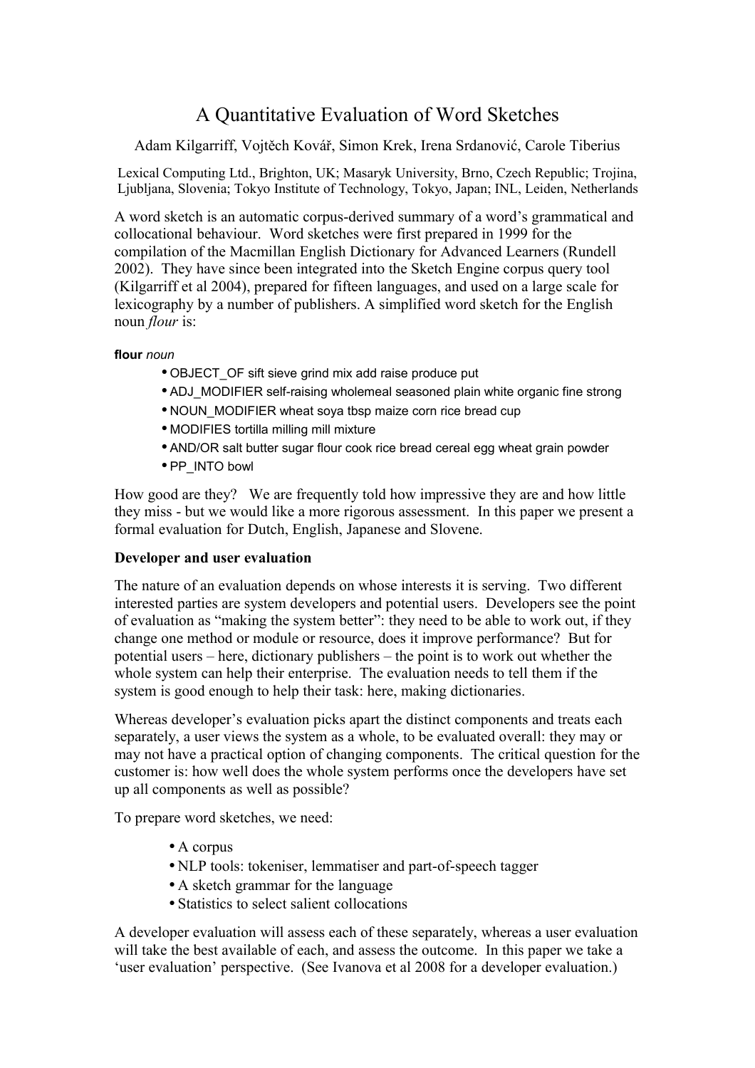# A Quantitative Evaluation of Word Sketches

Adam Kilgarriff, Vojtěch Kovář, Simon Krek, Irena Srdanović, Carole Tiberius

Lexical Computing Ltd., Brighton, UK; Masaryk University, Brno, Czech Republic; Trojina, Ljubljana, Slovenia; Tokyo Institute of Technology, Tokyo, Japan; INL, Leiden, Netherlands

A word sketch is an automatic corpus-derived summary of a word's grammatical and collocational behaviour. Word sketches were first prepared in 1999 for the compilation of the Macmillan English Dictionary for Advanced Learners (Rundell 2002). They have since been integrated into the Sketch Engine corpus query tool (Kilgarriff et al 2004), prepared for fifteen languages, and used on a large scale for lexicography by a number of publishers. A simplified word sketch for the English noun *flour* is:

**flour** *noun*

- OBJECT_OF sift sieve grind mix add raise produce put
- ADJ_MODIFIER self-raising wholemeal seasoned plain white organic fine strong
- NOUN_MODIFIER wheat soya tbsp maize corn rice bread cup
- MODIFIES tortilla milling mill mixture
- AND/OR salt butter sugar flour cook rice bread cereal egg wheat grain powder
- PP_INTO bowl

How good are they? We are frequently told how impressive they are and how little they miss - but we would like a more rigorous assessment. In this paper we present a formal evaluation for Dutch, English, Japanese and Slovene.

**Developer and user evaluation**

The nature of an evaluation depends on whose interests it is serving. Two different interested parties are system developers and potential users. Developers see the point of evaluation as "making the system better": they need to be able to work out, if they change one method or module or resource, does it improve performance? But for potential users – here, dictionary publishers – the point is to work out whether the whole system can help their enterprise. The evaluation needs to tell them if the system is good enough to help their task: here, making dictionaries.

Whereas developer's evaluation picks apart the distinct components and treats each separately, a user views the system as a whole, to be evaluated overall: they may or may not have a practical option of changing components. The critical question for the customer is: how well does the whole system performs once the developers have set up all components as well as possible?

To prepare word sketches, we need:

- A corpus
- NLP tools: tokeniser, lemmatiser and part-of-speech tagger
- A sketch grammar for the language
- Statistics to select salient collocations

A developer evaluation will assess each of these separately, whereas a user evaluation will take the best available of each, and assess the outcome. In this paper we take a 'user evaluation' perspective. (See Ivanova et al 2008 for a developer evaluation.)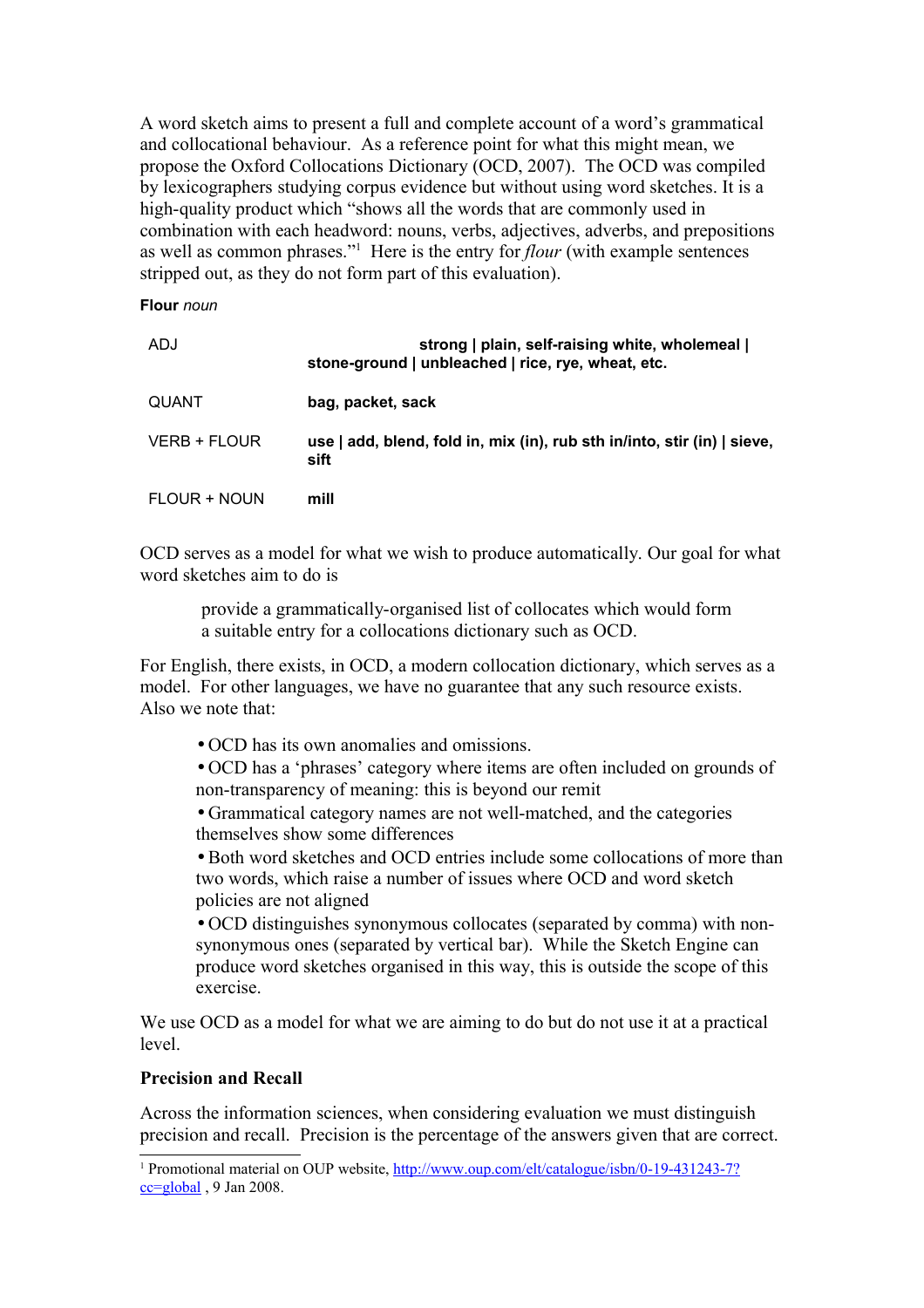A word sketch aims to present a full and complete account of a word's grammatical and collocational behaviour. As a reference point for what this might mean, we propose the Oxford Collocations Dictionary (OCD, 2007). The OCD was compiled by lexicographers studying corpus evidence but without using word sketches. It is a high-quality product which "shows all the words that are commonly used in combination with each headword: nouns, verbs, adjectives, adverbs, and prepositions as well as common phrases."[1] Here is the entry for *flour* (with example sentences stripped out, as they do not form part of this evaluation).

**Flour** *noun*

| | |
|---|---|
| ADJ | **strong \| plain, self-raising white, wholemeal \| stone-ground \| unbleached \| rice, rye, wheat, etc.** |
| QUANT | **bag, packet, sack** |
| VERB + FLOUR | **use \| add, blend, fold in, mix (in), rub sth in/into, stir (in) \| sieve, sift** |
| FLOUR + NOUN | **mill** |

OCD serves as a model for what we wish to produce automatically. Our goal for what word sketches aim to do is

> provide a grammatically-organised list of collocates which would form a suitable entry for a collocations dictionary such as OCD.

For English, there exists, in OCD, a modern collocation dictionary, which serves as a model. For other languages, we have no guarantee that any such resource exists. Also we note that:

- OCD has its own anomalies and omissions.
- OCD has a 'phrases' category where items are often included on grounds of non-transparency of meaning: this is beyond our remit
- Grammatical category names are not well-matched, and the categories themselves show some differences
- Both word sketches and OCD entries include some collocations of more than two words, which raise a number of issues where OCD and word sketch policies are not aligned
- OCD distinguishes synonymous collocates (separated by comma) with non-synonymous ones (separated by vertical bar). While the Sketch Engine can produce word sketches organised in this way, this is outside the scope of this exercise.

We use OCD as a model for what we are aiming to do but do not use it at a practical level.

**Precision and Recall**

Across the information sciences, when considering evaluation we must distinguish precision and recall. Precision is the percentage of the answers given that are correct.

[1] Promotional material on OUP website, http://www.oup.com/elt/catalogue/isbn/0-19-431243-7?cc=global , 9 Jan 2008.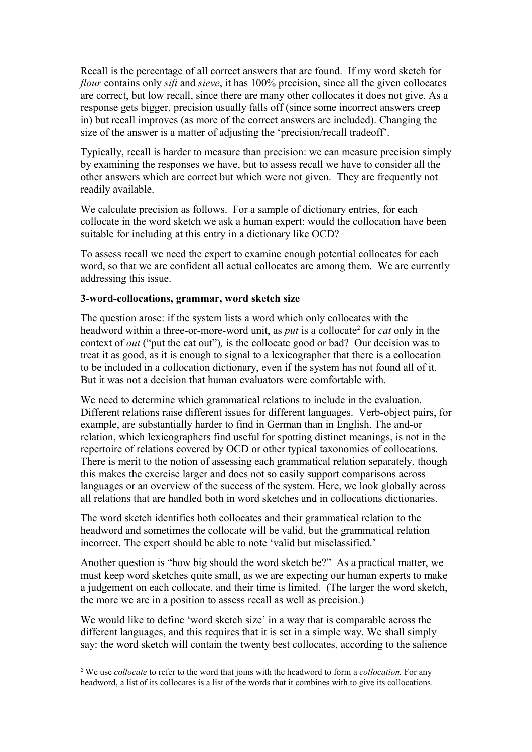Recall is the percentage of all correct answers that are found. If my word sketch for *flour* contains only *sift* and *sieve*, it has 100% precision, since all the given collocates are correct, but low recall, since there are many other collocates it does not give. As a response gets bigger, precision usually falls off (since some incorrect answers creep in) but recall improves (as more of the correct answers are included). Changing the size of the answer is a matter of adjusting the 'precision/recall tradeoff'.

Typically, recall is harder to measure than precision: we can measure precision simply by examining the responses we have, but to assess recall we have to consider all the other answers which are correct but which were not given. They are frequently not readily available.

We calculate precision as follows. For a sample of dictionary entries, for each collocate in the word sketch we ask a human expert: would the collocation have been suitable for including at this entry in a dictionary like OCD?

To assess recall we need the expert to examine enough potential collocates for each word, so that we are confident all actual collocates are among them. We are currently addressing this issue.

**3-word-collocations, grammar, word sketch size**

The question arose: if the system lists a word which only collocates with the headword within a three-or-more-word unit, as *put* is a collocate[2] for *cat* only in the context of *out* ("put the cat out"), is the collocate good or bad? Our decision was to treat it as good, as it is enough to signal to a lexicographer that there is a collocation to be included in a collocation dictionary, even if the system has not found all of it. But it was not a decision that human evaluators were comfortable with.

We need to determine which grammatical relations to include in the evaluation. Different relations raise different issues for different languages. Verb-object pairs, for example, are substantially harder to find in German than in English. The and-or relation, which lexicographers find useful for spotting distinct meanings, is not in the repertoire of relations covered by OCD or other typical taxonomies of collocations. There is merit to the notion of assessing each grammatical relation separately, though this makes the exercise larger and does not so easily support comparisons across languages or an overview of the success of the system. Here, we look globally across all relations that are handled both in word sketches and in collocations dictionaries.

The word sketch identifies both collocates and their grammatical relation to the headword and sometimes the collocate will be valid, but the grammatical relation incorrect. The expert should be able to note 'valid but misclassified.'

Another question is "how big should the word sketch be?" As a practical matter, we must keep word sketches quite small, as we are expecting our human experts to make a judgement on each collocate, and their time is limited. (The larger the word sketch, the more we are in a position to assess recall as well as precision.)

We would like to define 'word sketch size' in a way that is comparable across the different languages, and this requires that it is set in a simple way. We shall simply say: the word sketch will contain the twenty best collocates, according to the salience

[2] We use *collocate* to refer to the word that joins with the headword to form a *collocation.* For any headword, a list of its collocates is a list of the words that it combines with to give its collocations.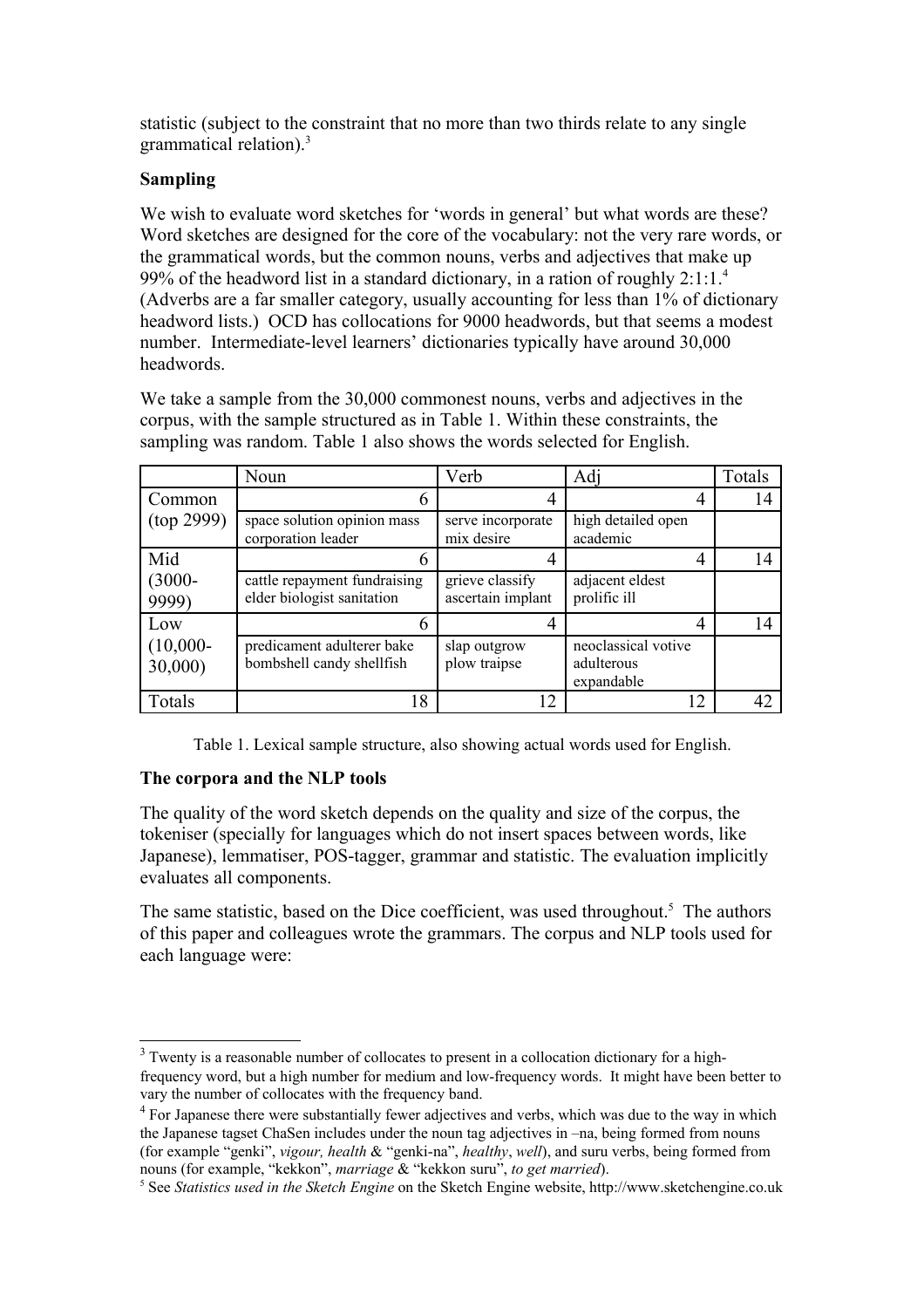statistic (subject to the constraint that no more than two thirds relate to any single grammatical relation).[3]

**Sampling**

We wish to evaluate word sketches for 'words in general' but what words are these? Word sketches are designed for the core of the vocabulary: not the very rare words, or the grammatical words, but the common nouns, verbs and adjectives that make up 99% of the headword list in a standard dictionary, in a ration of roughly 2:1:1.[4] (Adverbs are a far smaller category, usually accounting for less than 1% of dictionary headword lists.) OCD has collocations for 9000 headwords, but that seems a modest number. Intermediate-level learners' dictionaries typically have around 30,000 headwords.

We take a sample from the 30,000 commonest nouns, verbs and adjectives in the corpus, with the sample structured as in Table 1. Within these constraints, the sampling was random. Table 1 also shows the words selected for English.

| | Noun | Verb | Adj | Totals |
|---|---|---|---|---|
| Common (top 2999) | 6 | 4 | 4 | 14 |
| | space solution opinion mass corporation leader | serve incorporate mix desire | high detailed open academic | |
| Mid (3000-9999) | 6 | 4 | 4 | 14 |
| | cattle repayment fundraising elder biologist sanitation | grieve classify ascertain implant | adjacent eldest prolific ill | |
| Low (10,000-30,000) | 6 | 4 | 4 | 14 |
| | predicament adulterer bake bombshell candy shellfish | slap outgrow plow traipse | neoclassical votive adulterous expandable | |
| Totals | 18 | 12 | 12 | 42 |

Table 1. Lexical sample structure, also showing actual words used for English.

**The corpora and the NLP tools**

The quality of the word sketch depends on the quality and size of the corpus, the tokeniser (specially for languages which do not insert spaces between words, like Japanese), lemmatiser, POS-tagger, grammar and statistic. The evaluation implicitly evaluates all components.

The same statistic, based on the Dice coefficient, was used throughout.[5] The authors of this paper and colleagues wrote the grammars. The corpus and NLP tools used for each language were:

---

[3] Twenty is a reasonable number of collocates to present in a collocation dictionary for a high-frequency word, but a high number for medium and low-frequency words. It might have been better to vary the number of collocates with the frequency band.

[4] For Japanese there were substantially fewer adjectives and verbs, which was due to the way in which the Japanese tagset ChaSen includes under the noun tag adjectives in –na, being formed from nouns (for example "genki", *vigour, health* & "genki-na", *healthy*, *well*), and suru verbs, being formed from nouns (for example, "kekkon", *marriage* & "kekkon suru", *to get married*).

[5] See *Statistics used in the Sketch Engine* on the Sketch Engine website, http://www.sketchengine.co.uk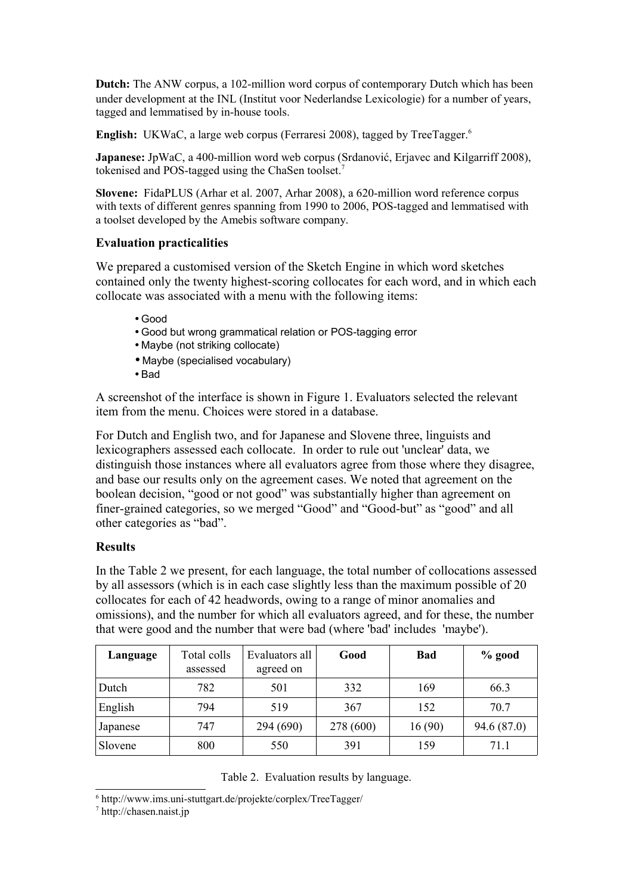**Dutch:** The ANW corpus, a 102-million word corpus of contemporary Dutch which has been under development at the INL (Institut voor Nederlandse Lexicologie) for a number of years, tagged and lemmatised by in-house tools.

**English:** UKWaC, a large web corpus (Ferraresi 2008), tagged by TreeTagger.[6]

**Japanese:** JpWaC, a 400-million word web corpus (Srdanović, Erjavec and Kilgarriff 2008), tokenised and POS-tagged using the ChaSen toolset.[7]

**Slovene:** FidaPLUS (Arhar et al. 2007, Arhar 2008), a 620-million word reference corpus with texts of different genres spanning from 1990 to 2006, POS-tagged and lemmatised with a toolset developed by the Amebis software company.

### Evaluation practicalities

We prepared a customised version of the Sketch Engine in which word sketches contained only the twenty highest-scoring collocates for each word, and in which each collocate was associated with a menu with the following items:

- Good
- Good but wrong grammatical relation or POS-tagging error
- Maybe (not striking collocate)
- Maybe (specialised vocabulary)
- Bad

A screenshot of the interface is shown in Figure 1. Evaluators selected the relevant item from the menu. Choices were stored in a database.

For Dutch and English two, and for Japanese and Slovene three, linguists and lexicographers assessed each collocate. In order to rule out 'unclear' data, we distinguish those instances where all evaluators agree from those where they disagree, and base our results only on the agreement cases. We noted that agreement on the boolean decision, "good or not good" was substantially higher than agreement on finer-grained categories, so we merged "Good" and "Good-but" as "good" and all other categories as "bad".

### Results

In the Table 2 we present, for each language, the total number of collocations assessed by all assessors (which is in each case slightly less than the maximum possible of 20 collocates for each of 42 headwords, owing to a range of minor anomalies and omissions), and the number for which all evaluators agreed, and for these, the number that were good and the number that were bad (where 'bad' includes 'maybe').

| Language | Total colls assessed | Evaluators all agreed on | Good | Bad | % good |
|---|---|---|---|---|---|
| Dutch | 782 | 501 | 332 | 169 | 66.3 |
| English | 794 | 519 | 367 | 152 | 70.7 |
| Japanese | 747 | 294 (690) | 278 (600) | 16 (90) | 94.6 (87.0) |
| Slovene | 800 | 550 | 391 | 159 | 71.1 |

Table 2. Evaluation results by language.

[6] http://www.ims.uni-stuttgart.de/projekte/corplex/TreeTagger/

[7] http://chasen.naist.jp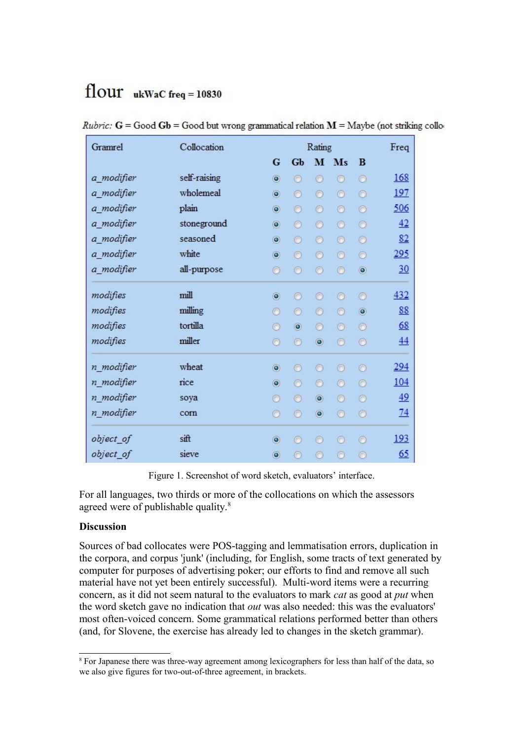flour ukWaC freq = 10830

*Rubric:* **G** = Good **Gb** = Good but wrong grammatical relation **M** = Maybe (not striking collo

| Gramrel | Collocation | G | Gb | M | Ms | B | Freq |
|---|---|---|---|---|---|---|---|
| *a_modifier* | self-raising | ◉ | ○ | ○ | ○ | ○ | 168 |
| *a_modifier* | wholemeal | ◉ | ○ | ○ | ○ | ○ | 197 |
| *a_modifier* | plain | ◉ | ○ | ○ | ○ | ○ | 506 |
| *a_modifier* | stoneground | ◉ | ○ | ○ | ○ | ○ | 42 |
| *a_modifier* | seasoned | ◉ | ○ | ○ | ○ | ○ | 82 |
| *a_modifier* | white | ◉ | ○ | ○ | ○ | ○ | 295 |
| *a_modifier* | all-purpose | ○ | ○ | ○ | ○ | ◉ | 30 |
| *modifies* | mill | ◉ | ○ | ○ | ○ | ○ | 432 |
| *modifies* | milling | ○ | ○ | ○ | ○ | ◉ | 88 |
| *modifies* | tortilla | ○ | ◉ | ○ | ○ | ○ | 68 |
| *modifies* | miller | ○ | ○ | ◉ | ○ | ○ | 44 |
| *n_modifier* | wheat | ◉ | ○ | ○ | ○ | ○ | 294 |
| *n_modifier* | rice | ◉ | ○ | ○ | ○ | ○ | 104 |
| *n_modifier* | soya | ○ | ○ | ◉ | ○ | ○ | 49 |
| *n_modifier* | corn | ○ | ○ | ◉ | ○ | ○ | 74 |
| *object_of* | sift | ◉ | ○ | ○ | ○ | ○ | 193 |
| *object_of* | sieve | ◉ | ○ | ○ | ○ | ○ | 65 |

Figure 1. Screenshot of word sketch, evaluators' interface.

For all languages, two thirds or more of the collocations on which the assessors agreed were of publishable quality.[8]

**Discussion**

Sources of bad collocates were POS-tagging and lemmatisation errors, duplication in the corpora, and corpus 'junk' (including, for English, some tracts of text generated by computer for purposes of advertising poker; our efforts to find and remove all such material have not yet been entirely successful). Multi-word items were a recurring concern, as it did not seem natural to the evaluators to mark *cat* as good at *put* when the word sketch gave no indication that *out* was also needed: this was the evaluators' most often-voiced concern. Some grammatical relations performed better than others (and, for Slovene, the exercise has already led to changes in the sketch grammar).

[8] For Japanese there was three-way agreement among lexicographers for less than half of the data, so we also give figures for two-out-of-three agreement, in brackets.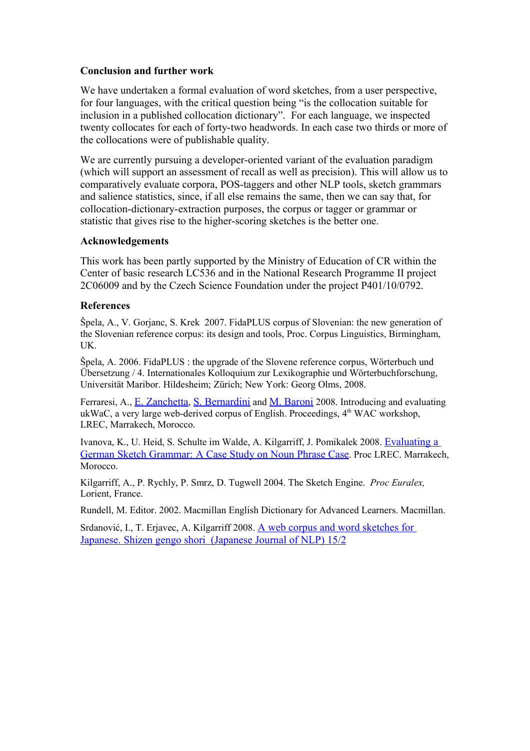**Conclusion and further work**

We have undertaken a formal evaluation of word sketches, from a user perspective, for four languages, with the critical question being "is the collocation suitable for inclusion in a published collocation dictionary". For each language, we inspected twenty collocates for each of forty-two headwords. In each case two thirds or more of the collocations were of publishable quality.

We are currently pursuing a developer-oriented variant of the evaluation paradigm (which will support an assessment of recall as well as precision). This will allow us to comparatively evaluate corpora, POS-taggers and other NLP tools, sketch grammars and salience statistics, since, if all else remains the same, then we can say that, for collocation-dictionary-extraction purposes, the corpus or tagger or grammar or statistic that gives rise to the higher-scoring sketches is the better one.

**Acknowledgements**

This work has been partly supported by the Ministry of Education of CR within the Center of basic research LC536 and in the National Research Programme II project 2C06009 and by the Czech Science Foundation under the project P401/10/0792.

**References**

Špela, A., V. Gorjanc, S. Krek 2007. FidaPLUS corpus of Slovenian: the new generation of the Slovenian reference corpus: its design and tools, Proc. Corpus Linguistics, Birmingham, UK.

Špela, A. 2006. FidaPLUS : the upgrade of the Slovene reference corpus, Wörterbuch und Übersetzung / 4. Internationales Kolloquium zur Lexikographie und Wörterbuchforschung, Universität Maribor. Hildesheim; Zürich; New York: Georg Olms, 2008.

Ferraresi, A., E. Zanchetta, S. Bernardini and M. Baroni 2008. Introducing and evaluating ukWaC, a very large web-derived corpus of English. Proceedings, 4th WAC workshop, LREC, Marrakech, Morocco.

Ivanova, K., U. Heid, S. Schulte im Walde, A. Kilgarriff, J. Pomikalek 2008. Evaluating a German Sketch Grammar: A Case Study on Noun Phrase Case. Proc LREC. Marrakech, Morocco.

Kilgarriff, A., P. Rychly, P. Smrz, D. Tugwell 2004. The Sketch Engine. *Proc Euralex,* Lorient, France.

Rundell, M. Editor. 2002. Macmillan English Dictionary for Advanced Learners. Macmillan.

Srdanović, I., T. Erjavec, A. Kilgarriff 2008. A web corpus and word sketches for Japanese. Shizen gengo shori (Japanese Journal of NLP) 15/2